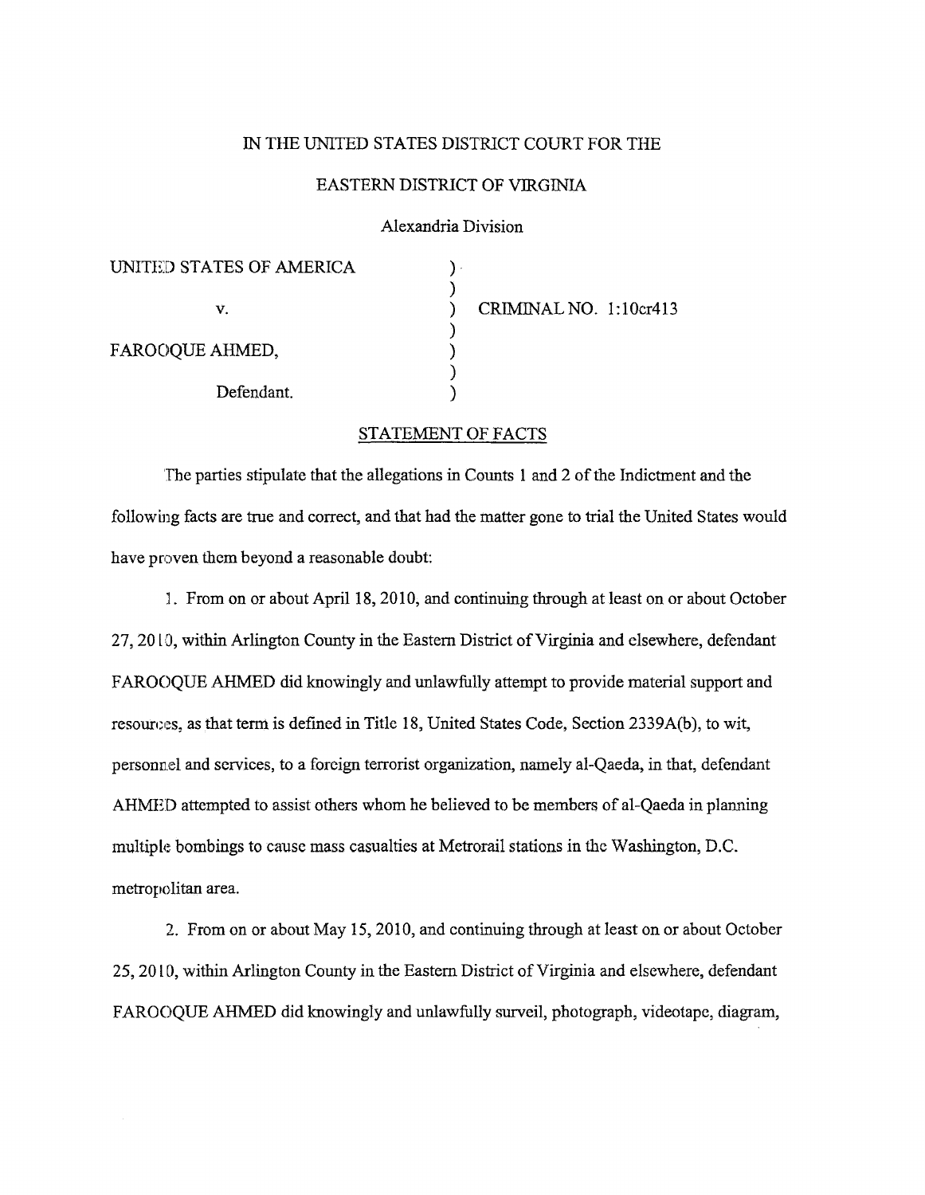IN THE UNITED STATES DISTRICT COURT FOR THE

EASTERN DISTRICT OF VIRGINIA

Alexandria Division

| | | |
|---|---|---|
| UNITED STATES OF AMERICA | ) | |
| | ) | |
| v. | ) | CRIMINAL NO. 1:10cr413 |
| | ) | |
| FAROOQUE AHMED, | ) | |
| | ) | |
| Defendant. | ) | |

STATEMENT OF FACTS

The parties stipulate that the allegations in Counts 1 and 2 of the Indictment and the following facts are true and correct, and that had the matter gone to trial the United States would have proven them beyond a reasonable doubt:

1. From on or about April 18, 2010, and continuing through at least on or about October 27, 2010, within Arlington County in the Eastern District of Virginia and elsewhere, defendant FAROOQUE AHMED did knowingly and unlawfully attempt to provide material support and resources, as that term is defined in Title 18, United States Code, Section 2339A(b), to wit, personnel and services, to a foreign terrorist organization, namely al-Qaeda, in that, defendant AHMED attempted to assist others whom he believed to be members of al-Qaeda in planning multiple bombings to cause mass casualties at Metrorail stations in the Washington, D.C. metropolitan area.

2. From on or about May 15, 2010, and continuing through at least on or about October 25, 2010, within Arlington County in the Eastern District of Virginia and elsewhere, defendant FAROOQUE AHMED did knowingly and unlawfully surveil, photograph, videotape, diagram,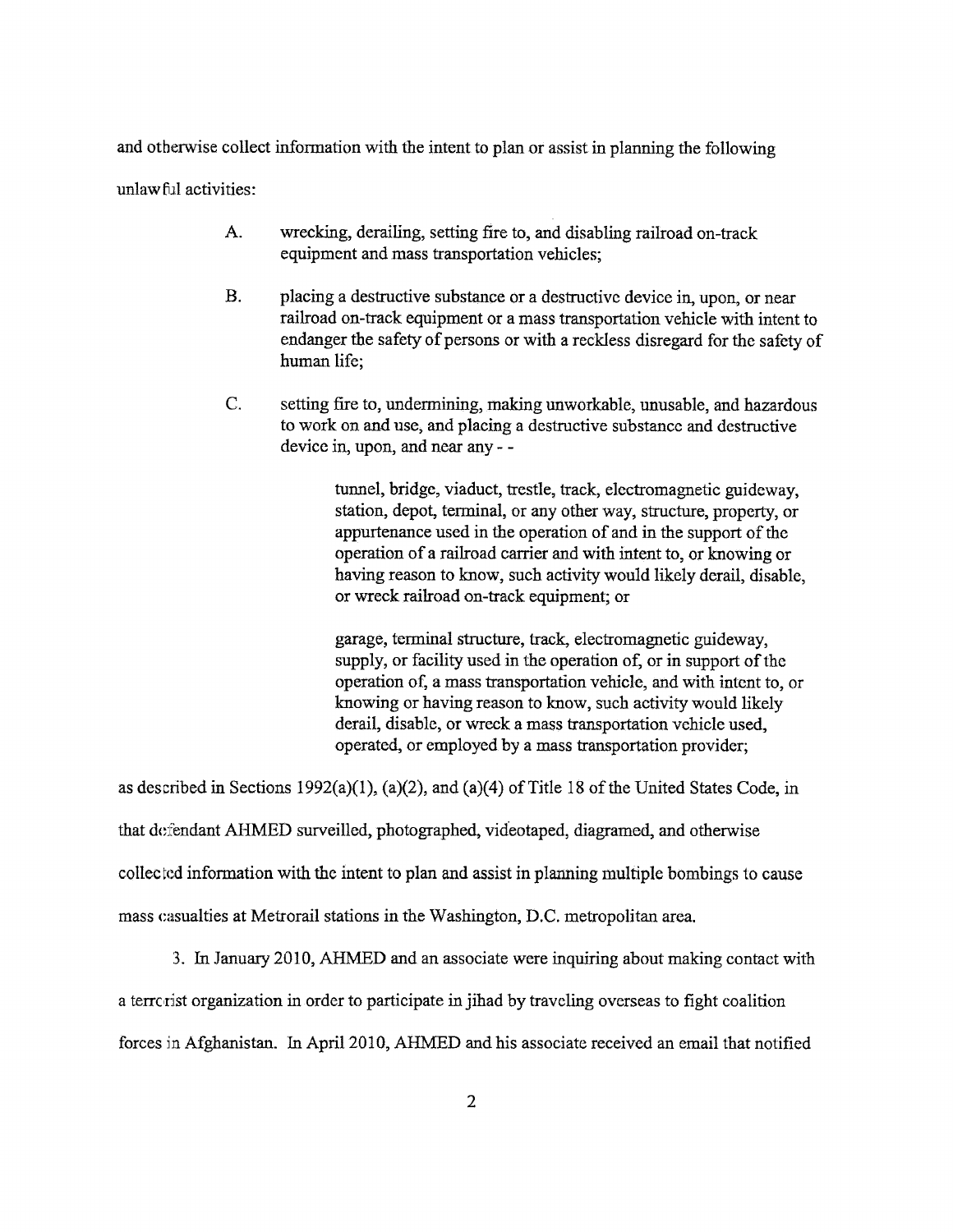and otherwise collect information with the intent to plan or assist in planning the following unlawful activities:

> A. wrecking, derailing, setting fire to, and disabling railroad on-track equipment and mass transportation vehicles;
>
> B. placing a destructive substance or a destructive device in, upon, or near railroad on-track equipment or a mass transportation vehicle with intent to endanger the safety of persons or with a reckless disregard for the safety of human life;
>
> C. setting fire to, undermining, making unworkable, unusable, and hazardous to work on and use, and placing a destructive substance and destructive device in, upon, and near any - -
>
>> tunnel, bridge, viaduct, trestle, track, electromagnetic guideway, station, depot, terminal, or any other way, structure, property, or appurtenance used in the operation of and in the support of the operation of a railroad carrier and with intent to, or knowing or having reason to know, such activity would likely derail, disable, or wreck railroad on-track equipment; or
>>
>> garage, terminal structure, track, electromagnetic guideway, supply, or facility used in the operation of, or in support of the operation of, a mass transportation vehicle, and with intent to, or knowing or having reason to know, such activity would likely derail, disable, or wreck a mass transportation vehicle used, operated, or employed by a mass transportation provider;

as described in Sections 1992(a)(1), (a)(2), and (a)(4) of Title 18 of the United States Code, in that defendant AHMED surveilled, photographed, videotaped, diagramed, and otherwise collected information with the intent to plan and assist in planning multiple bombings to cause mass casualties at Metrorail stations in the Washington, D.C. metropolitan area.

3. In January 2010, AHMED and an associate were inquiring about making contact with a terrorist organization in order to participate in jihad by traveling overseas to fight coalition forces in Afghanistan. In April 2010, AHMED and his associate received an email that notified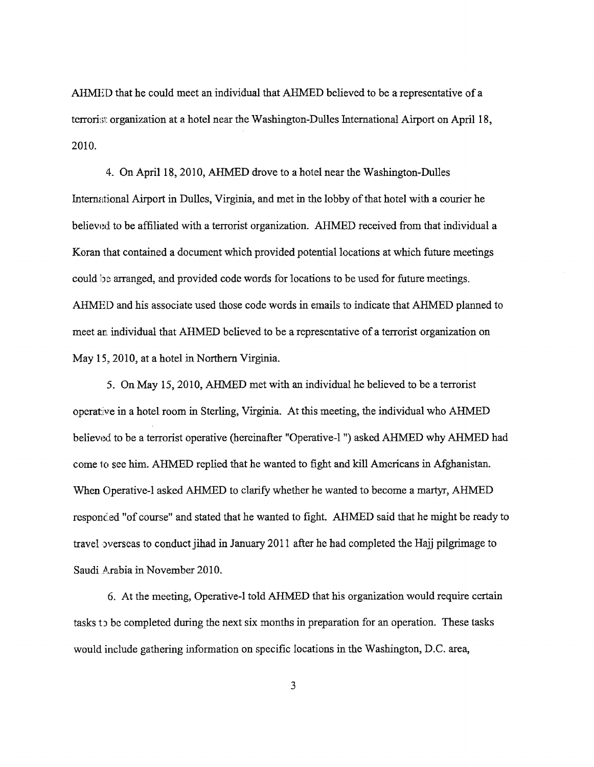AHMED that he could meet an individual that AHMED believed to be a representative of a terrorist organization at a hotel near the Washington-Dulles International Airport on April 18, 2010.

4. On April 18, 2010, AHMED drove to a hotel near the Washington-Dulles International Airport in Dulles, Virginia, and met in the lobby of that hotel with a courier he believed to be affiliated with a terrorist organization. AHMED received from that individual a Koran that contained a document which provided potential locations at which future meetings could be arranged, and provided code words for locations to be used for future meetings. AHMED and his associate used those code words in emails to indicate that AHMED planned to meet an individual that AHMED believed to be a representative of a terrorist organization on May 15, 2010, at a hotel in Northern Virginia.

5. On May 15, 2010, AHMED met with an individual he believed to be a terrorist operative in a hotel room in Sterling, Virginia. At this meeting, the individual who AHMED believed to be a terrorist operative (hereinafter "Operative-1 ") asked AHMED why AHMED had come to see him. AHMED replied that he wanted to fight and kill Americans in Afghanistan. When Operative-1 asked AHMED to clarify whether he wanted to become a martyr, AHMED responded "of course" and stated that he wanted to fight. AHMED said that he might be ready to travel overseas to conduct jihad in January 2011 after he had completed the Hajj pilgrimage to Saudi Arabia in November 2010.

6. At the meeting, Operative-1 told AHMED that his organization would require certain tasks to be completed during the next six months in preparation for an operation. These tasks would include gathering information on specific locations in the Washington, D.C. area,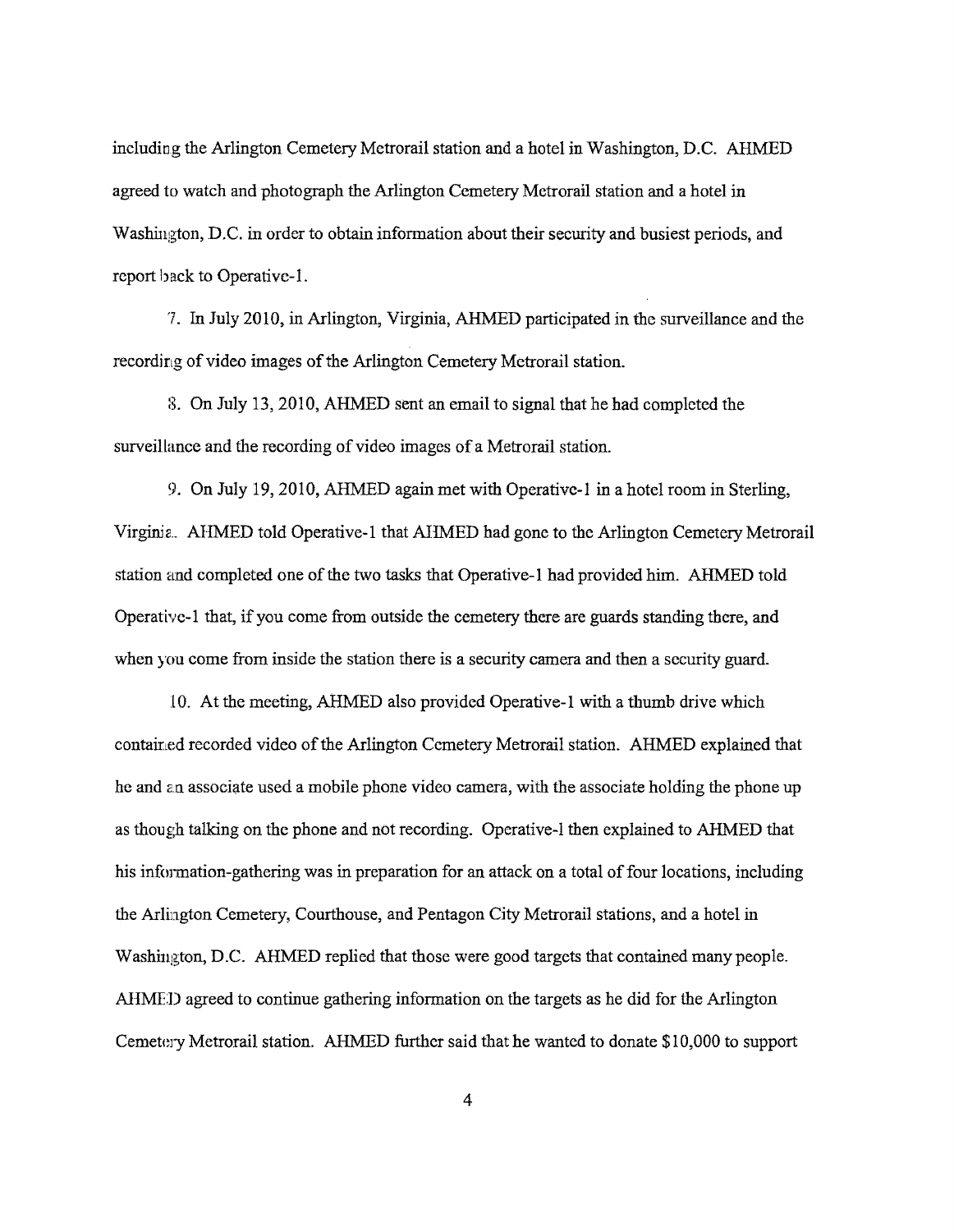including the Arlington Cemetery Metrorail station and a hotel in Washington, D.C. AHMED agreed to watch and photograph the Arlington Cemetery Metrorail station and a hotel in Washington, D.C. in order to obtain information about their security and busiest periods, and report back to Operative-1.

7. In July 2010, in Arlington, Virginia, AHMED participated in the surveillance and the recording of video images of the Arlington Cemetery Metrorail station.

8. On July 13, 2010, AHMED sent an email to signal that he had completed the surveillance and the recording of video images of a Metrorail station.

9. On July 19, 2010, AHMED again met with Operative-1 in a hotel room in Sterling, Virginia. AHMED told Operative-1 that AHMED had gone to the Arlington Cemetery Metrorail station and completed one of the two tasks that Operative-1 had provided him. AHMED told Operative-1 that, if you come from outside the cemetery there are guards standing there, and when you come from inside the station there is a security camera and then a security guard.

10. At the meeting, AHMED also provided Operative-1 with a thumb drive which contained recorded video of the Arlington Cemetery Metrorail station. AHMED explained that he and an associate used a mobile phone video camera, with the associate holding the phone up as though talking on the phone and not recording. Operative-1 then explained to AHMED that his information-gathering was in preparation for an attack on a total of four locations, including the Arlington Cemetery, Courthouse, and Pentagon City Metrorail stations, and a hotel in Washington, D.C. AHMED replied that those were good targets that contained many people. AHMED agreed to continue gathering information on the targets as he did for the Arlington Cemetery Metrorail station. AHMED further said that he wanted to donate $10,000 to support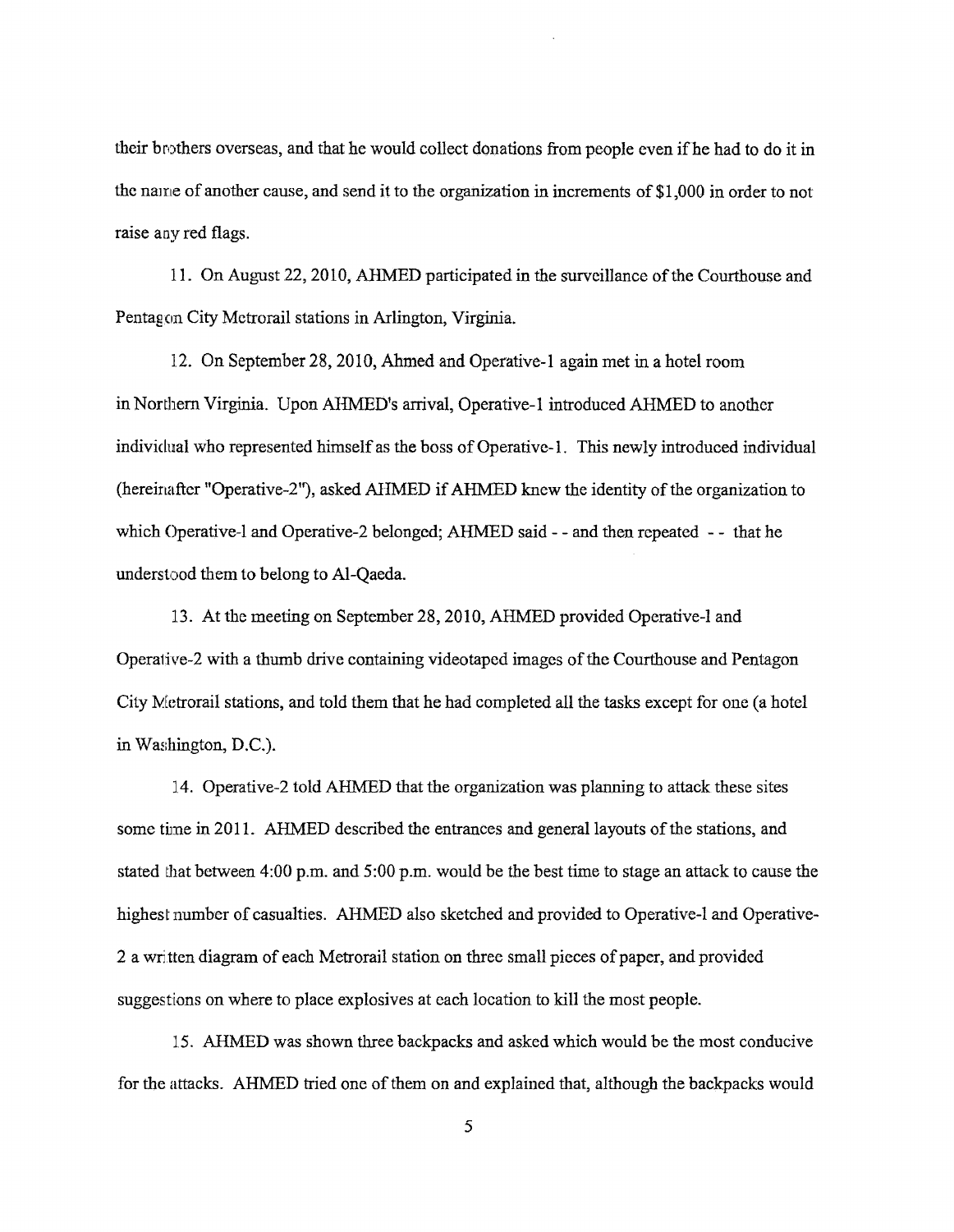their brothers overseas, and that he would collect donations from people even if he had to do it in the name of another cause, and send it to the organization in increments of $1,000 in order to not raise any red flags.

11. On August 22, 2010, AHMED participated in the surveillance of the Courthouse and Pentagon City Metrorail stations in Arlington, Virginia.

12. On September 28, 2010, Ahmed and Operative-1 again met in a hotel room in Northern Virginia. Upon AHMED's arrival, Operative-1 introduced AHMED to another individual who represented himself as the boss of Operative-1. This newly introduced individual (hereinafter "Operative-2"), asked AHMED if AHMED knew the identity of the organization to which Operative-l and Operative-2 belonged; AHMED said - - and then repeated - - that he understood them to belong to Al-Qaeda.

13. At the meeting on September 28, 2010, AHMED provided Operative-l and Operative-2 with a thumb drive containing videotaped images of the Courthouse and Pentagon City Metrorail stations, and told them that he had completed all the tasks except for one (a hotel in Washington, D.C.).

14. Operative-2 told AHMED that the organization was planning to attack these sites some time in 2011. AHMED described the entrances and general layouts of the stations, and stated that between 4:00 p.m. and 5:00 p.m. would be the best time to stage an attack to cause the highest number of casualties. AHMED also sketched and provided to Operative-l and Operative-2 a written diagram of each Metrorail station on three small pieces of paper, and provided suggestions on where to place explosives at each location to kill the most people.

15. AHMED was shown three backpacks and asked which would be the most conducive for the attacks. AHMED tried one of them on and explained that, although the backpacks would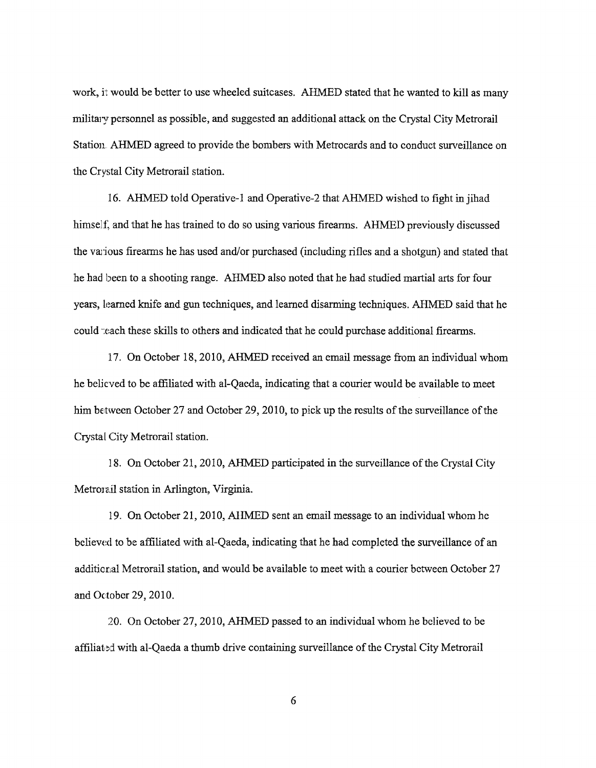work, it would be better to use wheeled suitcases. AHMED stated that he wanted to kill as many military personnel as possible, and suggested an additional attack on the Crystal City Metrorail Station. AHMED agreed to provide the bombers with Metrocards and to conduct surveillance on the Crystal City Metrorail station.

16. AHMED told Operative-1 and Operative-2 that AHMED wished to fight in jihad himself, and that he has trained to do so using various firearms. AHMED previously discussed the various firearms he has used and/or purchased (including rifles and a shotgun) and stated that he had been to a shooting range. AHMED also noted that he had studied martial arts for four years, learned knife and gun techniques, and learned disarming techniques. AHMED said that he could teach these skills to others and indicated that he could purchase additional firearms.

17. On October 18, 2010, AHMED received an email message from an individual whom he believed to be affiliated with al-Qaeda, indicating that a courier would be available to meet him between October 27 and October 29, 2010, to pick up the results of the surveillance of the Crystal City Metrorail station.

18. On October 21, 2010, AHMED participated in the surveillance of the Crystal City Metrorail station in Arlington, Virginia.

19. On October 21, 2010, AHMED sent an email message to an individual whom he believed to be affiliated with al-Qaeda, indicating that he had completed the surveillance of an additional Metrorail station, and would be available to meet with a courier between October 27 and October 29, 2010.

20. On October 27, 2010, AHMED passed to an individual whom he believed to be affiliated with al-Qaeda a thumb drive containing surveillance of the Crystal City Metrorail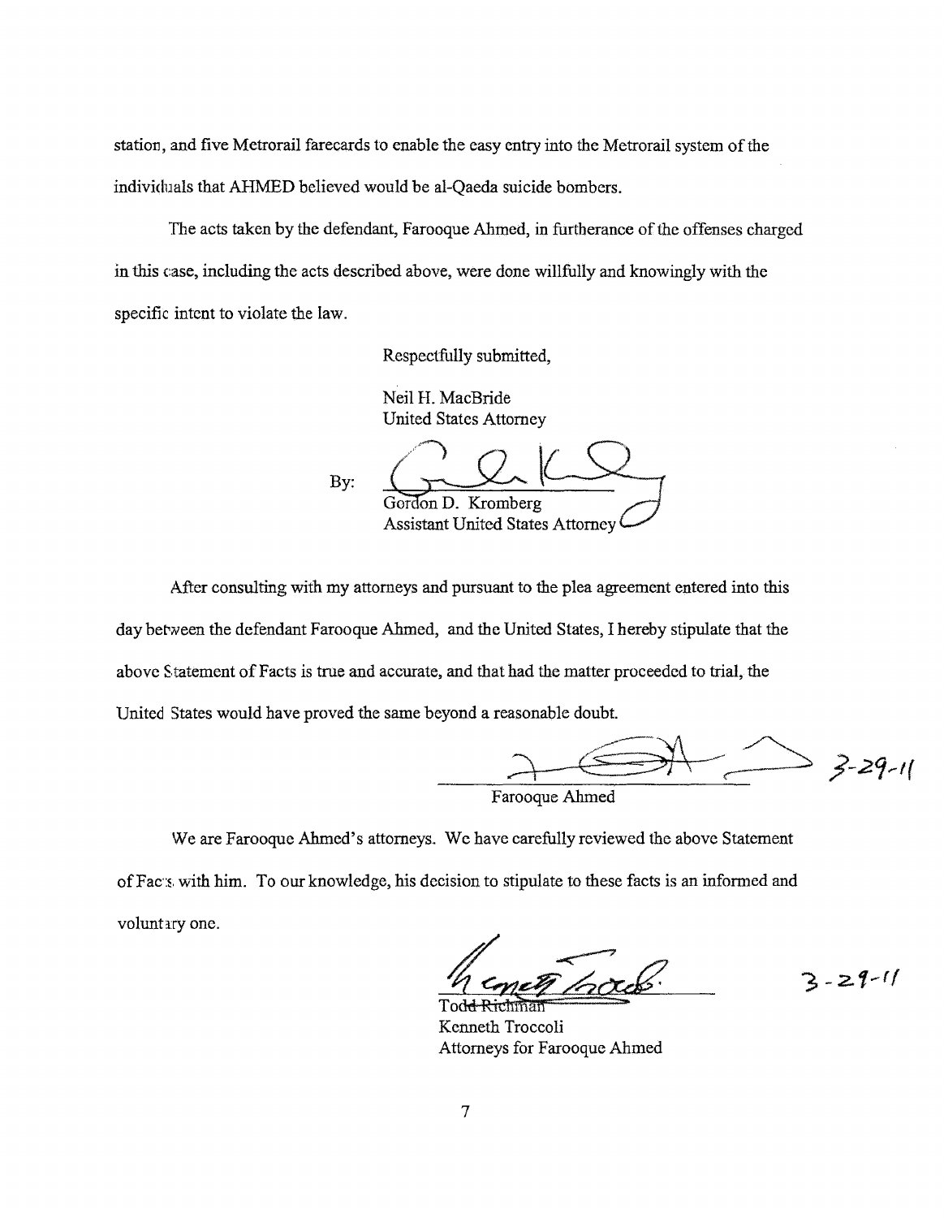station, and five Metrorail farecards to enable the easy entry into the Metrorail system of the individuals that AHMED believed would be al-Qaeda suicide bombers.

The acts taken by the defendant, Farooque Ahmed, in furtherance of the offenses charged in this case, including the acts described above, were done willfully and knowingly with the specific intent to violate the law.

Respectfully submitted,

Neil H. MacBride
United States Attorney

By: ______________________
Gordon D. Kromberg
Assistant United States Attorney

After consulting with my attorneys and pursuant to the plea agreement entered into this day between the defendant Farooque Ahmed, and the United States, I hereby stipulate that the above Statement of Facts is true and accurate, and that had the matter proceeded to trial, the United States would have proved the same beyond a reasonable doubt.

______________________ 3-29-11
Farooque Ahmed

We are Farooque Ahmed's attorneys. We have carefully reviewed the above Statement of Facts with him. To our knowledge, his decision to stipulate to these facts is an informed and voluntary one.

______________________ 3-29-11
~~Todd Richman~~
Kenneth Troccoli
Attorneys for Farooque Ahmed